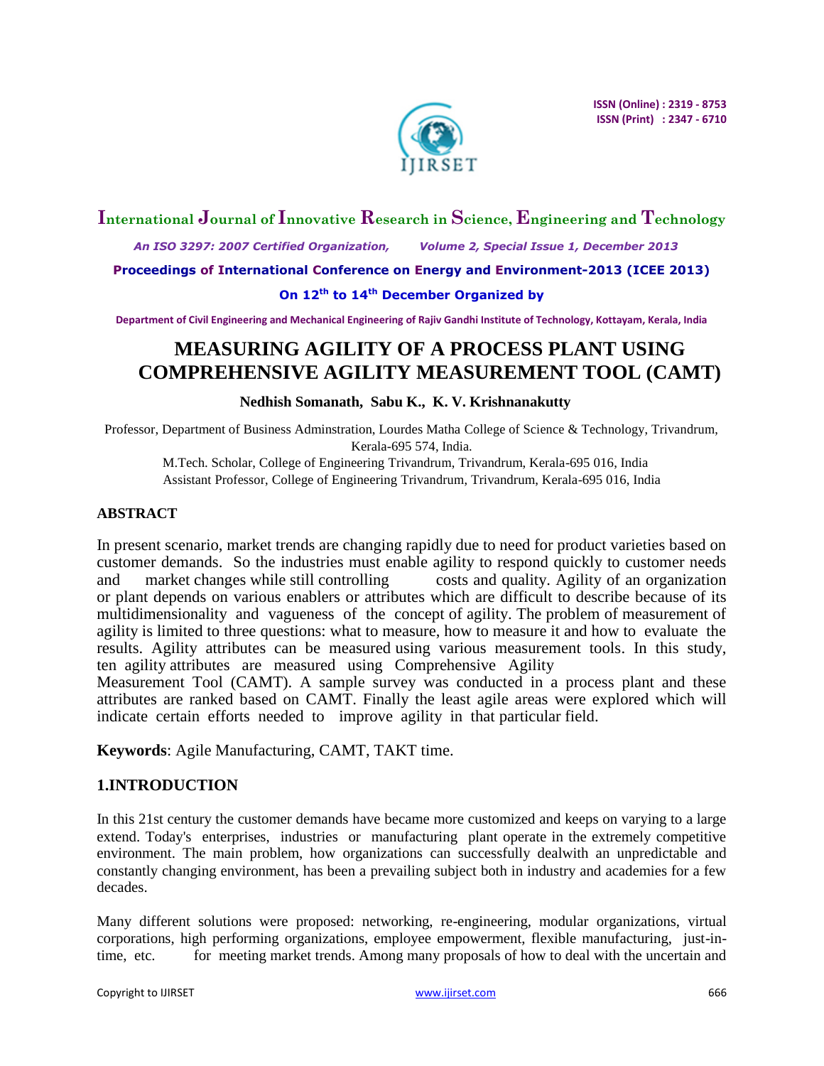# MEASURING AGILITY OF A PROCESS PLANT USING COMPREHENSIVE AGILITY MEASUREMENT TOOL (CAMT)

**Nedhish Somanath, Sabu K., K. V. Krishnanakutty**

Professor, Department of Business Adminstration, Lourdes Matha College of Science & Technology, Trivandrum, Kerala-695 574, India.

M.Tech. Scholar, College of Engineering Trivandrum, Trivandrum, Kerala-695 016, India

Assistant Professor, College of Engineering Trivandrum, Trivandrum, Kerala-695 016, India

## ABSTRACT

In present scenario, market trends are changing rapidly due to need for product varieties based on customer demands. So the industries must enable agility to respond quickly to customer needs and market changes while still controlling costs and quality. Agility of an organization or plant depends on various enablers or attributes which are difficult to describe because of its multidimensionality and vagueness of the concept of agility. The problem of measurement of agility is limited to three questions: what to measure, how to measure it and how to evaluate the results. Agility attributes can be measured using various measurement tools. In this study, ten agility attributes are measured using Comprehensive Agility Measurement Tool (CAMT). A sample survey was conducted in a process plant and these attributes are ranked based on CAMT. Finally the least agile areas were explored which will indicate certain efforts needed to improve agility in that particular field.

**Keywords**: Agile Manufacturing, CAMT, TAKT time.

## 1.INTRODUCTION

In this 21st century the customer demands have became more customized and keeps on varying to a large extend. Today's enterprises, industries or manufacturing plant operate in the extremely competitive environment. The main problem, how organizations can successfully dealwith an unpredictable and constantly changing environment, has been a prevailing subject both in industry and academies for a few decades.

Many different solutions were proposed: networking, re-engineering, modular organizations, virtual corporations, high performing organizations, employee empowerment, flexible manufacturing, just-in-time, etc. for meeting market trends. Among many proposals of how to deal with the uncertain and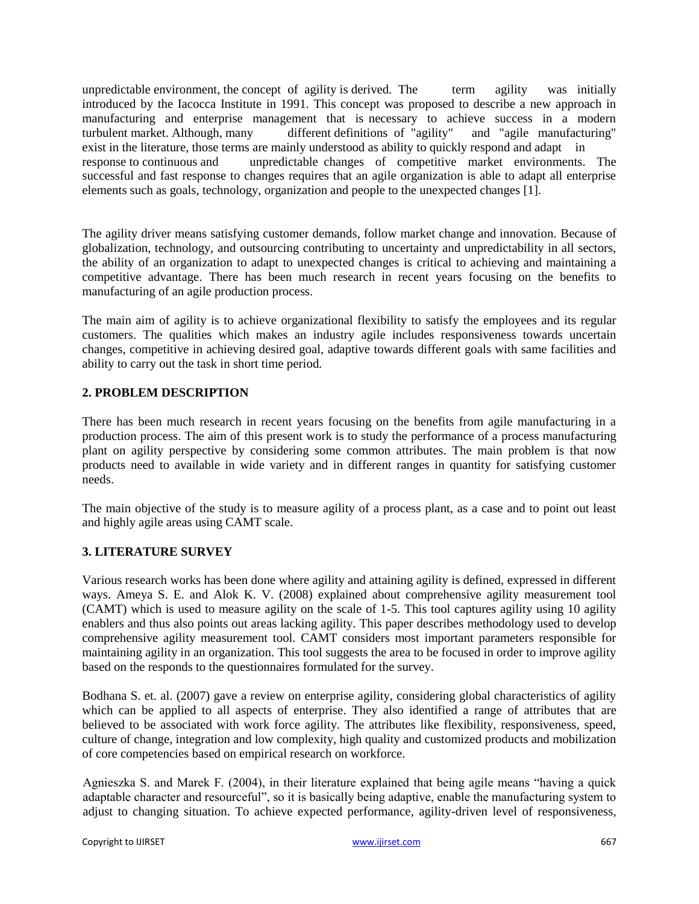unpredictable environment, the concept of agility is derived. The term agility was initially introduced by the Iacocca Institute in 1991. This concept was proposed to describe a new approach in manufacturing and enterprise management that is necessary to achieve success in a modern turbulent market. Although, many different definitions of "agility" and "agile manufacturing" exist in the literature, those terms are mainly understood as ability to quickly respond and adapt in response to continuous and unpredictable changes of competitive market environments. The successful and fast response to changes requires that an agile organization is able to adapt all enterprise elements such as goals, technology, organization and people to the unexpected changes [1].

The agility driver means satisfying customer demands, follow market change and innovation. Because of globalization, technology, and outsourcing contributing to uncertainty and unpredictability in all sectors, the ability of an organization to adapt to unexpected changes is critical to achieving and maintaining a competitive advantage. There has been much research in recent years focusing on the benefits to manufacturing of an agile production process.

The main aim of agility is to achieve organizational flexibility to satisfy the employees and its regular customers. The qualities which makes an industry agile includes responsiveness towards uncertain changes, competitive in achieving desired goal, adaptive towards different goals with same facilities and ability to carry out the task in short time period.

## 2. PROBLEM DESCRIPTION

There has been much research in recent years focusing on the benefits from agile manufacturing in a production process. The aim of this present work is to study the performance of a process manufacturing plant on agility perspective by considering some common attributes. The main problem is that now products need to available in wide variety and in different ranges in quantity for satisfying customer needs.

The main objective of the study is to measure agility of a process plant, as a case and to point out least and highly agile areas using CAMT scale.

## 3. LITERATURE SURVEY

Various research works has been done where agility and attaining agility is defined, expressed in different ways. Ameya S. E. and Alok K. V. (2008) explained about comprehensive agility measurement tool (CAMT) which is used to measure agility on the scale of 1-5. This tool captures agility using 10 agility enablers and thus also points out areas lacking agility. This paper describes methodology used to develop comprehensive agility measurement tool. CAMT considers most important parameters responsible for maintaining agility in an organization. This tool suggests the area to be focused in order to improve agility based on the responds to the questionnaires formulated for the survey.

Bodhana S. et. al. (2007) gave a review on enterprise agility, considering global characteristics of agility which can be applied to all aspects of enterprise. They also identified a range of attributes that are believed to be associated with work force agility. The attributes like flexibility, responsiveness, speed, culture of change, integration and low complexity, high quality and customized products and mobilization of core competencies based on empirical research on workforce.

Agnieszka S. and Marek F. (2004), in their literature explained that being agile means "having a quick adaptable character and resourceful", so it is basically being adaptive, enable the manufacturing system to adjust to changing situation. To achieve expected performance, agility-driven level of responsiveness,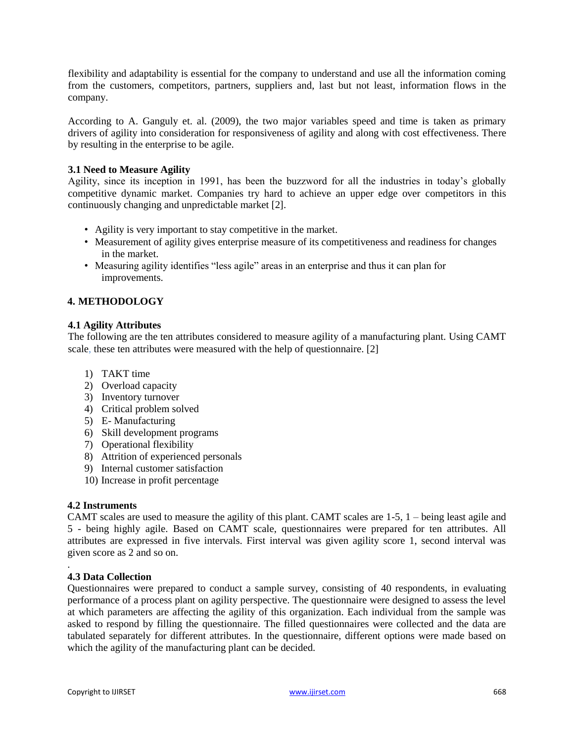flexibility and adaptability is essential for the company to understand and use all the information coming from the customers, competitors, partners, suppliers and, last but not least, information flows in the company.

According to A. Ganguly et. al. (2009), the two major variables speed and time is taken as primary drivers of agility into consideration for responsiveness of agility and along with cost effectiveness. There by resulting in the enterprise to be agile.

### 3.1 Need to Measure Agility

Agility, since its inception in 1991, has been the buzzword for all the industries in today's globally competitive dynamic market. Companies try hard to achieve an upper edge over competitors in this continuously changing and unpredictable market [2].

- Agility is very important to stay competitive in the market.
- Measurement of agility gives enterprise measure of its competitiveness and readiness for changes in the market.
- Measuring agility identifies "less agile" areas in an enterprise and thus it can plan for improvements.

## 4. METHODOLOGY

### 4.1 Agility Attributes

The following are the ten attributes considered to measure agility of a manufacturing plant. Using CAMT scale, these ten attributes were measured with the help of questionnaire. [2]

1) TAKT time
2) Overload capacity
3) Inventory turnover
4) Critical problem solved
5) E- Manufacturing
6) Skill development programs
7) Operational flexibility
8) Attrition of experienced personals
9) Internal customer satisfaction
10) Increase in profit percentage

### 4.2 Instruments

CAMT scales are used to measure the agility of this plant. CAMT scales are 1-5, 1 – being least agile and 5 - being highly agile. Based on CAMT scale, questionnaires were prepared for ten attributes. All attributes are expressed in five intervals. First interval was given agility score 1, second interval was given score as 2 and so on.

### 4.3 Data Collection

Questionnaires were prepared to conduct a sample survey, consisting of 40 respondents, in evaluating performance of a process plant on agility perspective. The questionnaire were designed to assess the level at which parameters are affecting the agility of this organization. Each individual from the sample was asked to respond by filling the questionnaire. The filled questionnaires were collected and the data are tabulated separately for different attributes. In the questionnaire, different options were made based on which the agility of the manufacturing plant can be decided.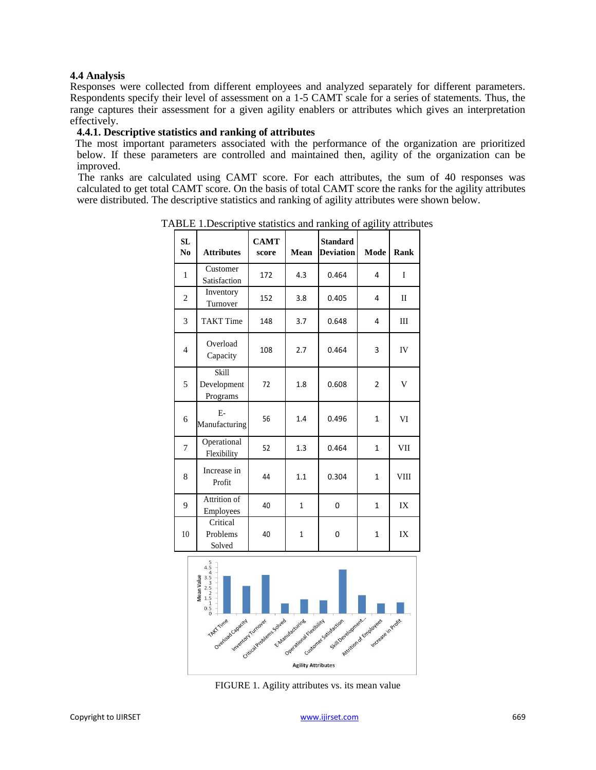### 4.4 Analysis

Responses were collected from different employees and analyzed separately for different parameters. Respondents specify their level of assessment on a 1-5 CAMT scale for a series of statements. Thus, the range captures their assessment for a given agility enablers or attributes which gives an interpretation effectively.

#### 4.4.1. Descriptive statistics and ranking of attributes

The most important parameters associated with the performance of the organization are prioritized below. If these parameters are controlled and maintained then, agility of the organization can be improved.

The ranks are calculated using CAMT score. For each attributes, the sum of 40 responses was calculated to get total CAMT score. On the basis of total CAMT score the ranks for the agility attributes were distributed. The descriptive statistics and ranking of agility attributes were shown below.

TABLE 1.Descriptive statistics and ranking of agility attributes

| SL No | Attributes | CAMT score | Mean | Standard Deviation | Mode | Rank |
|---|---|---|---|---|---|---|
| 1 | Customer Satisfaction | 172 | 4.3 | 0.464 | 4 | I |
| 2 | Inventory Turnover | 152 | 3.8 | 0.405 | 4 | II |
| 3 | TAKT Time | 148 | 3.7 | 0.648 | 4 | III |
| 4 | Overload Capacity | 108 | 2.7 | 0.464 | 3 | IV |
| 5 | Skill Development Programs | 72 | 1.8 | 0.608 | 2 | V |
| 6 | E-Manufacturing | 56 | 1.4 | 0.496 | 1 | VI |
| 7 | Operational Flexibility | 52 | 1.3 | 0.464 | 1 | VII |
| 8 | Increase in Profit | 44 | 1.1 | 0.304 | 1 | VIII |
| 9 | Attrition of Employees | 40 | 1 | 0 | 1 | IX |
| 10 | Critical Problems Solved | 40 | 1 | 0 | 1 | IX |

FIGURE 1. Agility attributes vs. its mean value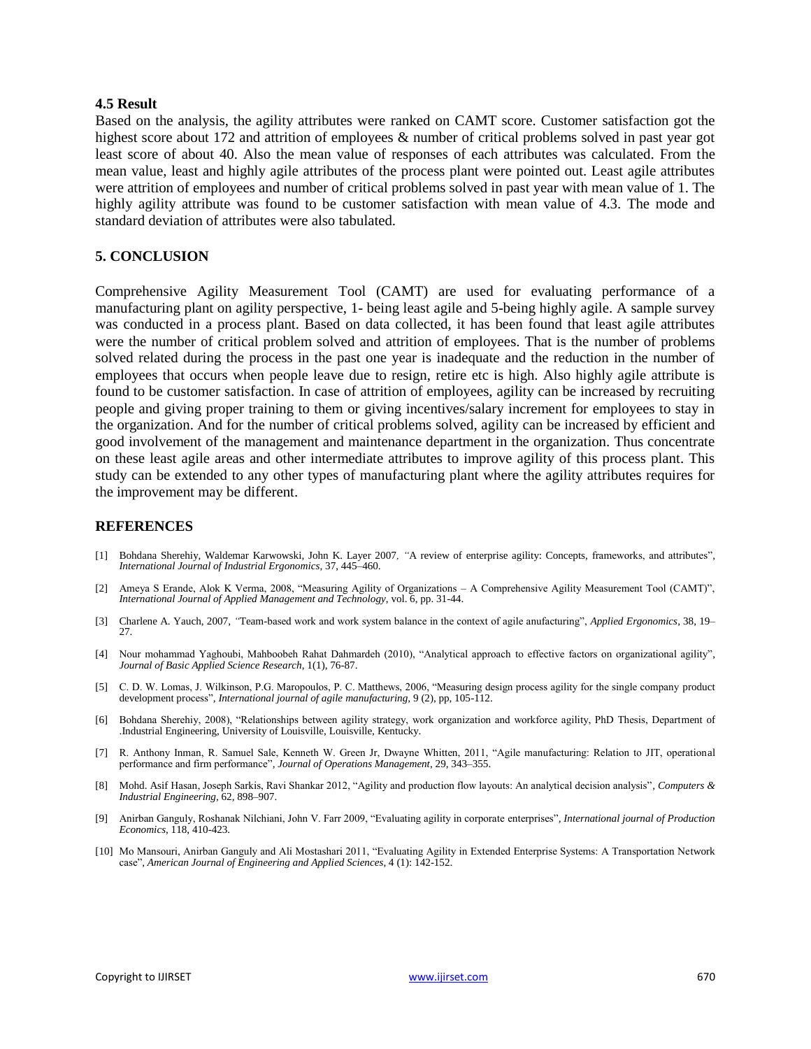### 4.5 Result

Based on the analysis, the agility attributes were ranked on CAMT score. Customer satisfaction got the highest score about 172 and attrition of employees & number of critical problems solved in past year got least score of about 40. Also the mean value of responses of each attributes was calculated. From the mean value, least and highly agile attributes of the process plant were pointed out. Least agile attributes were attrition of employees and number of critical problems solved in past year with mean value of 1. The highly agility attribute was found to be customer satisfaction with mean value of 4.3. The mode and standard deviation of attributes were also tabulated.

## 5. CONCLUSION

Comprehensive Agility Measurement Tool (CAMT) are used for evaluating performance of a manufacturing plant on agility perspective, 1- being least agile and 5-being highly agile. A sample survey was conducted in a process plant. Based on data collected, it has been found that least agile attributes were the number of critical problem solved and attrition of employees. That is the number of problems solved related during the process in the past one year is inadequate and the reduction in the number of employees that occurs when people leave due to resign, retire etc is high. Also highly agile attribute is found to be customer satisfaction. In case of attrition of employees, agility can be increased by recruiting people and giving proper training to them or giving incentives/salary increment for employees to stay in the organization. And for the number of critical problems solved, agility can be increased by efficient and good involvement of the management and maintenance department in the organization. Thus concentrate on these least agile areas and other intermediate attributes to improve agility of this process plant. This study can be extended to any other types of manufacturing plant where the agility attributes requires for the improvement may be different.

## REFERENCES

[1] Bohdana Sherehiy, Waldemar Karwowski, John K. Layer 2007, "A review of enterprise agility: Concepts, frameworks, and attributes", *International Journal of Industrial Ergonomics*, 37, 445–460.

[2] Ameya S Erande, Alok K Verma, 2008, "Measuring Agility of Organizations – A Comprehensive Agility Measurement Tool (CAMT)", *International Journal of Applied Management and Technology,* vol. 6, pp. 31-44.

[3] Charlene A. Yauch, 2007, "Team-based work and work system balance in the context of agile anufacturing", *Applied Ergonomics*, 38, 19–27.

[4] Nour mohammad Yaghoubi, Mahboobeh Rahat Dahmardeh (2010), "Analytical approach to effective factors on organizational agility", *Journal of Basic Applied Science Research,* 1(1), 76-87.

[5] C. D. W. Lomas, J. Wilkinson, P.G. Maropoulos, P. C. Matthews, 2006, "Measuring design process agility for the single company product development process", *International journal of agile manufacturing,* 9 (2), pp, 105-112.

[6] Bohdana Sherehiy, 2008), "Relationships between agility strategy, work organization and workforce agility, PhD Thesis, Department of .Industrial Engineering, University of Louisville, Louisville, Kentucky.

[7] R. Anthony Inman, R. Samuel Sale, Kenneth W. Green Jr, Dwayne Whitten, 2011, "Agile manufacturing: Relation to JIT, operational performance and firm performance", *Journal of Operations Management*, 29, 343–355.

[8] Mohd. Asif Hasan, Joseph Sarkis, Ravi Shankar 2012, "Agility and production flow layouts: An analytical decision analysis", *Computers & Industrial Engineering*, 62, 898–907.

[9] Anirban Ganguly, Roshanak Nilchiani, John V. Farr 2009, "Evaluating agility in corporate enterprises", *International journal of Production Economics*, 118, 410-423.

[10] Mo Mansouri, Anirban Ganguly and Ali Mostashari 2011, "Evaluating Agility in Extended Enterprise Systems: A Transportation Network case", *American Journal of Engineering and Applied Sciences*, 4 (1): 142-152.